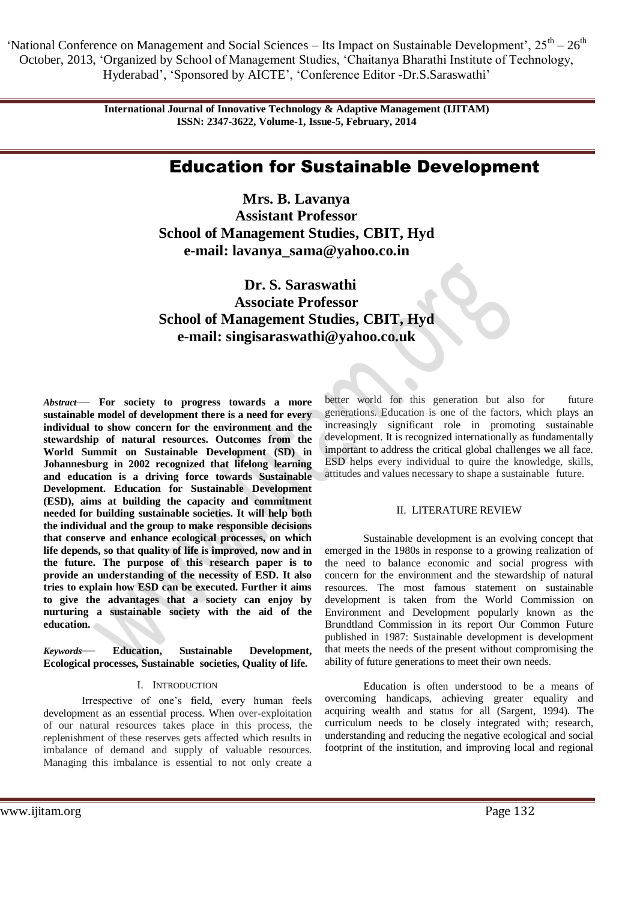# Education for Sustainable Development

**Mrs. B. Lavanya**
**Assistant Professor**
**School of Management Studies, CBIT, Hyd**
**e-mail: lavanya_sama@yahoo.co.in**

**Dr. S. Saraswathi**
**Associate Professor**
**School of Management Studies, CBIT, Hyd**
**e-mail: singisaraswathi@yahoo.co.uk**

***Abstract*— For society to progress towards a more sustainable model of development there is a need for every individual to show concern for the environment and the stewardship of natural resources. Outcomes from the World Summit on Sustainable Development (SD) in Johannesburg in 2002 recognized that lifelong learning and education is a driving force towards Sustainable Development. Education for Sustainable Development (ESD), aims at building the capacity and commitment needed for building sustainable societies. It will help both the individual and the group to make responsible decisions that conserve and enhance ecological processes, on which life depends, so that quality of life is improved, now and in the future. The purpose of this research paper is to provide an understanding of the necessity of ESD. It also tries to explain how ESD can be executed. Further it aims to give the advantages that a society can enjoy by nurturing a sustainable society with the aid of the education.**

***Keywords*— Education, Sustainable Development, Ecological processes, Sustainable societies, Quality of life.**

## I. Introduction

Irrespective of one's field, every human feels development as an essential process. When over-exploitation of our natural resources takes place in this process, the replenishment of these reserves gets affected which results in imbalance of demand and supply of valuable resources. Managing this imbalance is essential to not only create a better world for this generation but also for future generations. Education is one of the factors, which plays an increasingly significant role in promoting sustainable development. It is recognized internationally as fundamentally important to address the critical global challenges we all face. ESD helps every individual to quire the knowledge, skills, attitudes and values necessary to shape a sustainable future.

## II. Literature Review

Sustainable development is an evolving concept that emerged in the 1980s in response to a growing realization of the need to balance economic and social progress with concern for the environment and the stewardship of natural resources. The most famous statement on sustainable development is taken from the World Commission on Environment and Development popularly known as the Brundtland Commission in its report Our Common Future published in 1987: Sustainable development is development that meets the needs of the present without compromising the ability of future generations to meet their own needs.

Education is often understood to be a means of overcoming handicaps, achieving greater equality and acquiring wealth and status for all (Sargent, 1994). The curriculum needs to be closely integrated with; research, understanding and reducing the negative ecological and social footprint of the institution, and improving local and regional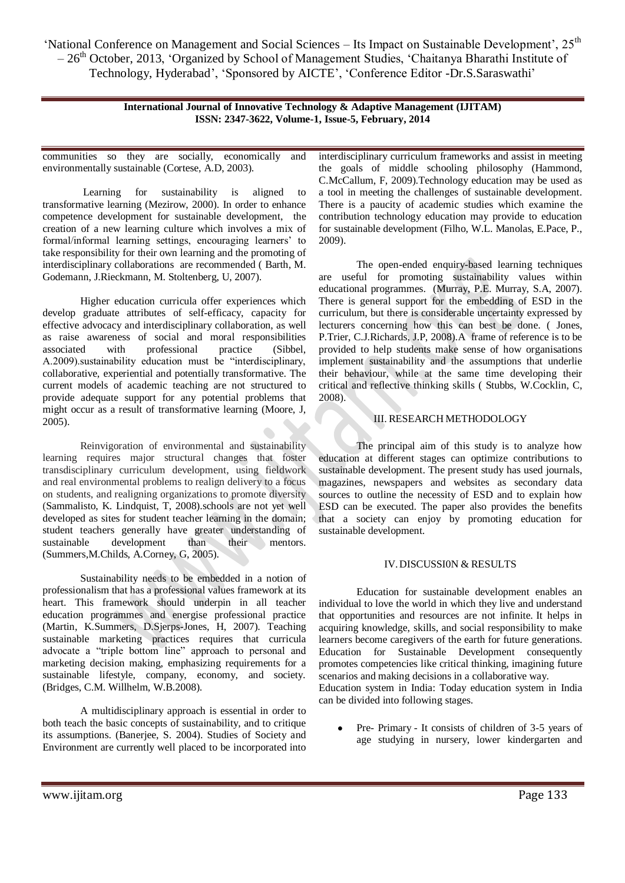communities so they are socially, economically and environmentally sustainable (Cortese, A.D, 2003).

Learning for sustainability is aligned to transformative learning (Mezirow, 2000). In order to enhance competence development for sustainable development, the creation of a new learning culture which involves a mix of formal/informal learning settings, encouraging learners' to take responsibility for their own learning and the promoting of interdisciplinary collaborations are recommended ( Barth, M. Godemann, J.Rieckmann, M. Stoltenberg, U, 2007).

Higher education curricula offer experiences which develop graduate attributes of self-efficacy, capacity for effective advocacy and interdisciplinary collaboration, as well as raise awareness of social and moral responsibilities associated with professional practice (Sibbel, A.2009).sustainability education must be "interdisciplinary, collaborative, experiential and potentially transformative. The current models of academic teaching are not structured to provide adequate support for any potential problems that might occur as a result of transformative learning (Moore, J, 2005).

Reinvigoration of environmental and sustainability learning requires major structural changes that foster transdisciplinary curriculum development, using fieldwork and real environmental problems to realign delivery to a focus on students, and realigning organizations to promote diversity (Sammalisto, K. Lindquist, T, 2008).schools are not yet well developed as sites for student teacher learning in the domain; student teachers generally have greater understanding of sustainable development than their mentors. (Summers,M.Childs, A.Corney, G, 2005).

Sustainability needs to be embedded in a notion of professionalism that has a professional values framework at its heart. This framework should underpin in all teacher education programmes and energise professional practice (Martin, K.Summers, D.Sjerps-Jones, H, 2007). Teaching sustainable marketing practices requires that curricula advocate a "triple bottom line" approach to personal and marketing decision making, emphasizing requirements for a sustainable lifestyle, company, economy, and society. (Bridges, C.M. Willhelm, W.B.2008).

A multidisciplinary approach is essential in order to both teach the basic concepts of sustainability, and to critique its assumptions. (Banerjee, S. 2004). Studies of Society and Environment are currently well placed to be incorporated into interdisciplinary curriculum frameworks and assist in meeting the goals of middle schooling philosophy (Hammond, C.McCallum, F, 2009).Technology education may be used as a tool in meeting the challenges of sustainable development. There is a paucity of academic studies which examine the contribution technology education may provide to education for sustainable development (Filho, W.L. Manolas, E.Pace, P., 2009).

The open-ended enquiry-based learning techniques are useful for promoting sustainability values within educational programmes. (Murray, P.E. Murray, S.A, 2007). There is general support for the embedding of ESD in the curriculum, but there is considerable uncertainty expressed by lecturers concerning how this can best be done. ( Jones, P.Trier, C.J.Richards, J.P, 2008).A frame of reference is to be provided to help students make sense of how organisations implement sustainability and the assumptions that underlie their behaviour, while at the same time developing their critical and reflective thinking skills ( Stubbs, W.Cocklin, C, 2008).

## III. RESEARCH METHODOLOGY

The principal aim of this study is to analyze how education at different stages can optimize contributions to sustainable development. The present study has used journals, magazines, newspapers and websites as secondary data sources to outline the necessity of ESD and to explain how ESD can be executed. The paper also provides the benefits that a society can enjoy by promoting education for sustainable development.

## IV. DISCUSSI0N & RESULTS

Education for sustainable development enables an individual to love the world in which they live and understand that opportunities and resources are not infinite. It helps in acquiring knowledge, skills, and social responsibility to make learners become caregivers of the earth for future generations. Education for Sustainable Development consequently promotes competencies like critical thinking, imagining future scenarios and making decisions in a collaborative way.

Education system in India: Today education system in India can be divided into following stages.

- Pre- Primary - It consists of children of 3-5 years of age studying in nursery, lower kindergarten and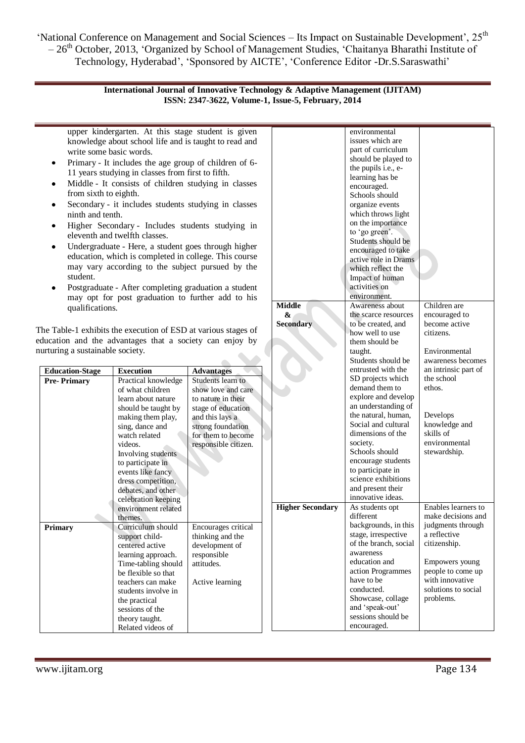upper kindergarten. At this stage student is given knowledge about school life and is taught to read and write some basic words.

- Primary - It includes the age group of children of 6-11 years studying in classes from first to fifth.
- Middle - It consists of children studying in classes from sixth to eighth.
- Secondary - it includes students studying in classes ninth and tenth.
- Higher Secondary - Includes students studying in eleventh and twelfth classes.
- Undergraduate - Here, a student goes through higher education, which is completed in college. This course may vary according to the subject pursued by the student.
- Postgraduate - After completing graduation a student may opt for post graduation to further add to his qualifications.

The Table-1 exhibits the execution of ESD at various stages of education and the advantages that a society can enjoy by nurturing a sustainable society.

| Education-Stage | Execution | Advantages |
|---|---|---|
| **Pre- Primary** | Practical knowledge of what children learn about nature should be taught by making them play, sing, dance and watch related videos. Involving students to participate in events like fancy dress competition, debates, and other celebration keeping environment related themes. | Students learn to show love and care to nature in their stage of education and this lays a strong foundation for them to become responsible citizen. |
| **Primary** | Curriculum should support child-centered active learning approach. Time-tabling should be flexible so that teachers can make students involve in the practical sessions of the theory taught. Related videos of environmental issues which are part of curriculum should be played to the pupils i.e., e-learning has be encouraged. Schools should organize events which throws light on the importance to 'go green'. Students should be encouraged to take active role in Drams which reflect the Impact of human activities on environment. | Encourages critical thinking and the development of responsible attitudes. Active learning |
| **Middle & Secondary** | Awareness about the scarce resources to be created, and how well to use them should be taught. Students should be entrusted with the SD projects which demand them to explore and develop an understanding of the natural, human, Social and cultural dimensions of the society. Schools should encourage students to participate in science exhibitions and present their innovative ideas. | Children are encouraged to become active citizens. Environmental awareness becomes an intrinsic part of the school ethos. Develops knowledge and skills of environmental stewardship. |
| **Higher Secondary** | As students opt different backgrounds, in this stage, irrespective of the branch, social awareness education and action Programmes have to be conducted. Showcase, collage and 'speak-out' sessions should be encouraged. | Enables learners to make decisions and judgments through a reflective citizenship. Empowers young people to come up with innovative solutions to social problems. |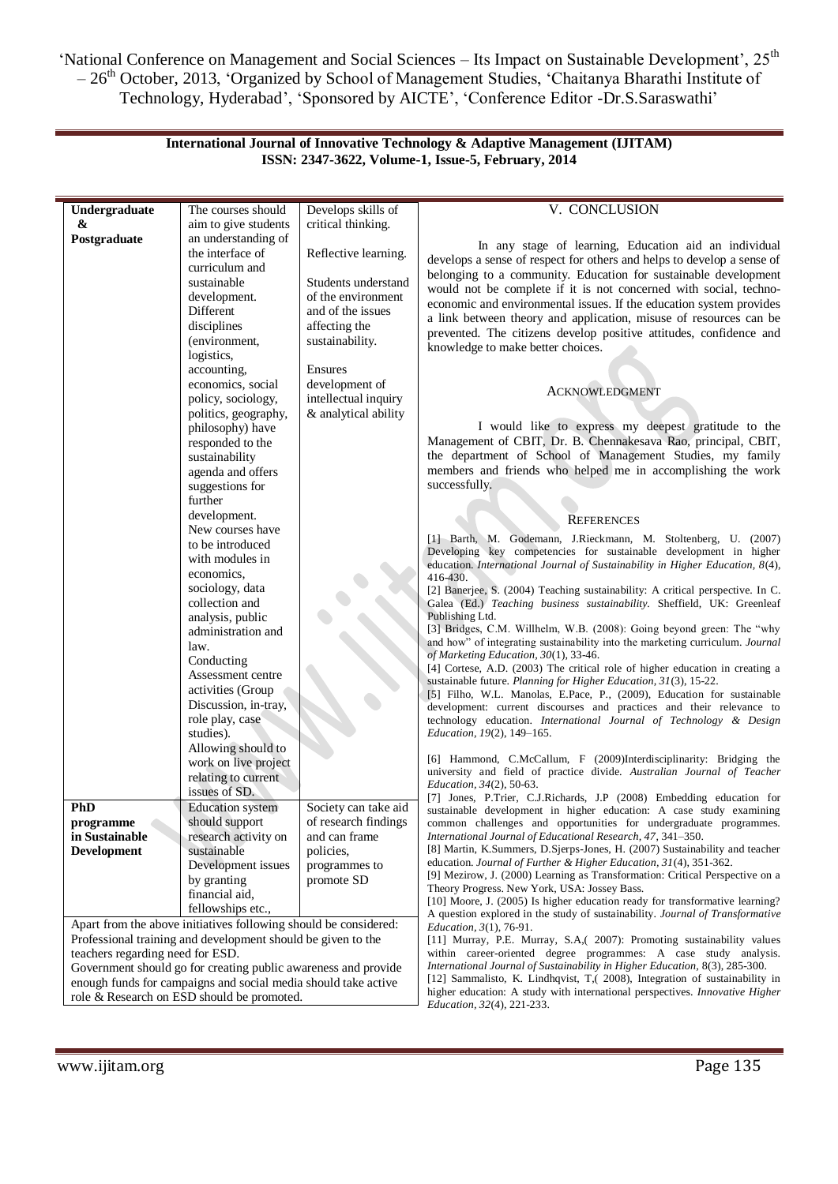| Undergraduate & Postgraduate | The courses should aim to give students an understanding of the interface of curriculum and sustainable development. Different disciplines (environment, logistics, accounting, economics, social policy, sociology, politics, geography, philosophy) have responded to the sustainability agenda and offers suggestions for further development. New courses have to be introduced with modules in economics, sociology, data collection and analysis, public administration and law. Conducting Assessment centre activities (Group Discussion, in-tray, role play, case studies). Allowing should to work on live project relating to current issues of SD. | Develops skills of critical thinking. Reflective learning. Students understand of the environment and of the issues affecting the sustainability. Ensures development of intellectual inquiry & analytical ability |
|---|---|---|
| PhD programme in Sustainable Development | Education system should support research activity on sustainable Development issues by granting financial aid, fellowships etc., | Society can take aid of research findings and can frame policies, programmes to promote SD |

Apart from the above initiatives following should be considered:
Professional training and development should be given to the teachers regarding need for ESD.
Government should go for creating public awareness and provide enough funds for campaigns and social media should take active role & Research on ESD should be promoted.

## V. CONCLUSION

In any stage of learning, Education aid an individual develops a sense of respect for others and helps to develop a sense of belonging to a community. Education for sustainable development would not be complete if it is not concerned with social, techno-economic and environmental issues. If the education system provides a link between theory and application, misuse of resources can be prevented. The citizens develop positive attitudes, confidence and knowledge to make better choices.

## ACKNOWLEDGMENT

I would like to express my deepest gratitude to the Management of CBIT, Dr. B. Chennakesava Rao, principal, CBIT, the department of School of Management Studies, my family members and friends who helped me in accomplishing the work successfully.

## REFERENCES

[1] Barth, M. Godemann, J.Rieckmann, M. Stoltenberg, U. (2007) Developing key competencies for sustainable development in higher education. *International Journal of Sustainability in Higher Education, 8*(4), 416-430.

[2] Banerjee, S. (2004) Teaching sustainability: A critical perspective. In C. Galea (Ed.) *Teaching business sustainability.* Sheffield, UK: Greenleaf Publishing Ltd.

[3] Bridges, C.M. Willhelm, W.B. (2008): Going beyond green: The "why and how" of integrating sustainability into the marketing curriculum. *Journal of Marketing Education, 30*(1), 33-46.

[4] Cortese, A.D. (2003) The critical role of higher education in creating a sustainable future. *Planning for Higher Education, 31*(3), 15-22.

[5] Filho, W.L. Manolas, E.Pace, P., (2009), Education for sustainable development: current discourses and practices and their relevance to technology education. *International Journal of Technology & Design Education, 19*(2), 149–165.

[6] Hammond, C.McCallum, F (2009)Interdisciplinarity: Bridging the university and field of practice divide. *Australian Journal of Teacher Education, 34*(2), 50-63.

[7] Jones, P.Trier, C.J.Richards, J.P (2008) Embedding education for sustainable development in higher education: A case study examining common challenges and opportunities for undergraduate programmes. *International Journal of Educational Research, 47*, 341–350.

[8] Martin, K.Summers, D.Sjerps-Jones, H. (2007) Sustainability and teacher education. *Journal of Further & Higher Education, 31*(4), 351-362.

[9] Mezirow, J. (2000) Learning as Transformation: Critical Perspective on a Theory Progress. New York, USA: Jossey Bass.

[10] Moore, J. (2005) Is higher education ready for transformative learning? A question explored in the study of sustainability. *Journal of Transformative Education, 3*(1), 76-91.

[11] Murray, P.E. Murray, S.A,( 2007): Promoting sustainability values within career-oriented degree programmes: A case study analysis. *International Journal of Sustainability in Higher Education,* 8(3), 285-300.

[12] Sammalisto, K. Lindhqvist, T,( 2008), Integration of sustainability in higher education: A study with international perspectives. *Innovative Higher Education, 32*(4), 221-233.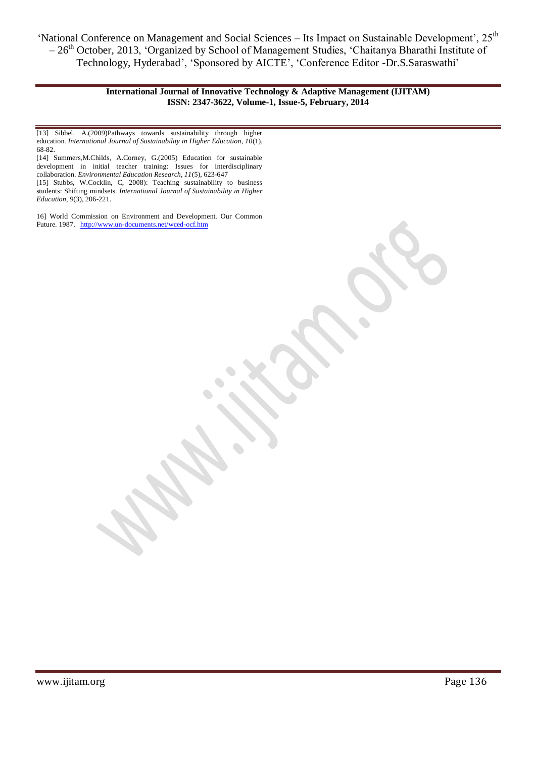[13] Sibbel, A.(2009)Pathways towards sustainability through higher education. *International Journal of Sustainability in Higher Education, 10*(1), 68-82.

[14] Summers,M.Childs, A.Corney, G.(2005) Education for sustainable development in initial teacher training: Issues for interdisciplinary collaboration. *Environmental Education Research, 11*(5), 623-647

[15] Stubbs, W.Cocklin, C, 2008): Teaching sustainability to business students: Shifting mindsets. *International Journal of Sustainability in Higher Education, 9*(3), 206-221.

16] World Commission on Environment and Development. Our Common Future. 1987. http://www.un-documents.net/wced-ocf.htm